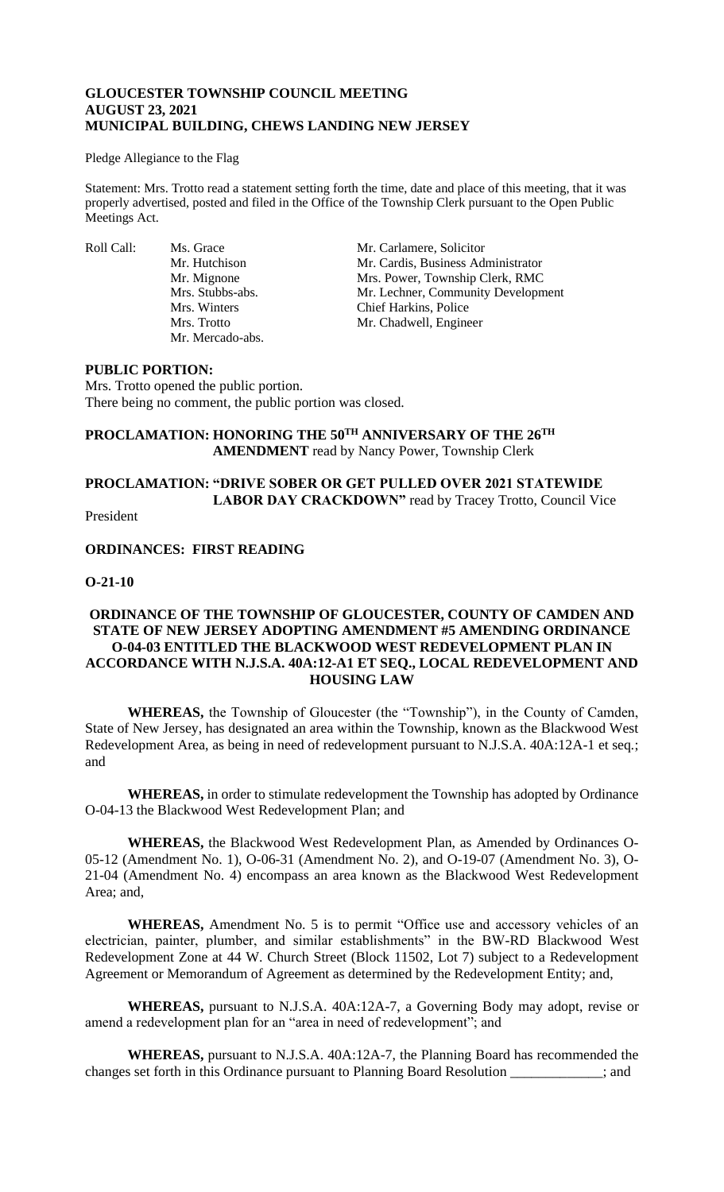**GLOUCESTER TOWNSHIP COUNCIL MEETING**
**AUGUST 23, 2021**
**MUNICIPAL BUILDING, CHEWS LANDING NEW JERSEY**

Pledge Allegiance to the Flag

Statement: Mrs. Trotto read a statement setting forth the time, date and place of this meeting, that it was properly advertised, posted and filed in the Office of the Township Clerk pursuant to the Open Public Meetings Act.

| Roll Call: | Ms. Grace | Mr. Carlamere, Solicitor |
|---|---|---|
| | Mr. Hutchison | Mr. Cardis, Business Administrator |
| | Mr. Mignone | Mrs. Power, Township Clerk, RMC |
| | Mrs. Stubbs-abs. | Mr. Lechner, Community Development |
| | Mrs. Winters | Chief Harkins, Police |
| | Mrs. Trotto | Mr. Chadwell, Engineer |
| | Mr. Mercado-abs. | |

**PUBLIC PORTION:**
Mrs. Trotto opened the public portion.
There being no comment, the public portion was closed.

**PROCLAMATION: HONORING THE 50TH ANNIVERSARY OF THE 26TH AMENDMENT** read by Nancy Power, Township Clerk

**PROCLAMATION: "DRIVE SOBER OR GET PULLED OVER 2021 STATEWIDE LABOR DAY CRACKDOWN"** read by Tracey Trotto, Council Vice President

**ORDINANCES: FIRST READING**

**O-21-10**

**ORDINANCE OF THE TOWNSHIP OF GLOUCESTER, COUNTY OF CAMDEN AND STATE OF NEW JERSEY ADOPTING AMENDMENT #5 AMENDING ORDINANCE O-04-03 ENTITLED THE BLACKWOOD WEST REDEVELOPMENT PLAN IN ACCORDANCE WITH N.J.S.A. 40A:12-A1 ET SEQ., LOCAL REDEVELOPMENT AND HOUSING LAW**

**WHEREAS,** the Township of Gloucester (the "Township"), in the County of Camden, State of New Jersey, has designated an area within the Township, known as the Blackwood West Redevelopment Area, as being in need of redevelopment pursuant to N.J.S.A. 40A:12A-1 et seq.; and

**WHEREAS,** in order to stimulate redevelopment the Township has adopted by Ordinance O-04-13 the Blackwood West Redevelopment Plan; and

**WHEREAS,** the Blackwood West Redevelopment Plan, as Amended by Ordinances O-05-12 (Amendment No. 1), O-06-31 (Amendment No. 2), and O-19-07 (Amendment No. 3), O-21-04 (Amendment No. 4) encompass an area known as the Blackwood West Redevelopment Area; and,

**WHEREAS,** Amendment No. 5 is to permit "Office use and accessory vehicles of an electrician, painter, plumber, and similar establishments" in the BW-RD Blackwood West Redevelopment Zone at 44 W. Church Street (Block 11502, Lot 7) subject to a Redevelopment Agreement or Memorandum of Agreement as determined by the Redevelopment Entity; and,

**WHEREAS,** pursuant to N.J.S.A. 40A:12A-7, a Governing Body may adopt, revise or amend a redevelopment plan for an "area in need of redevelopment"; and

**WHEREAS,** pursuant to N.J.S.A. 40A:12A-7, the Planning Board has recommended the changes set forth in this Ordinance pursuant to Planning Board Resolution _____________; and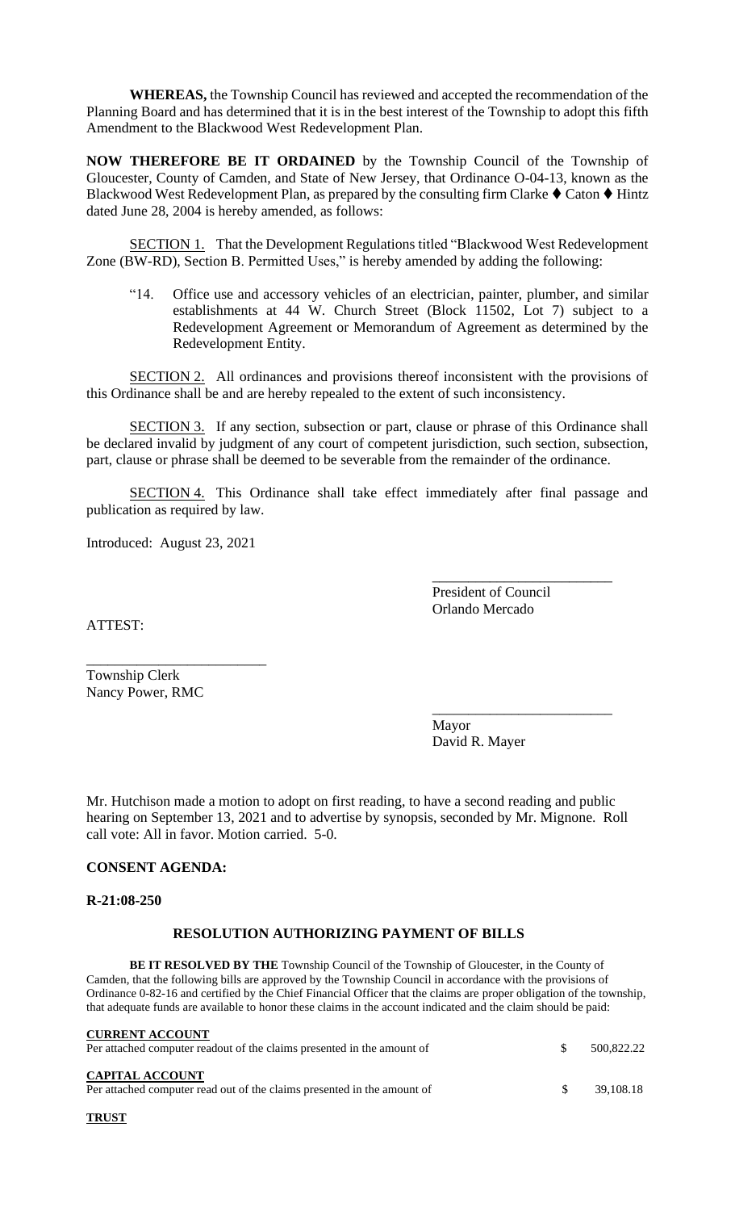**WHEREAS,** the Township Council has reviewed and accepted the recommendation of the Planning Board and has determined that it is in the best interest of the Township to adopt this fifth Amendment to the Blackwood West Redevelopment Plan.

**NOW THEREFORE BE IT ORDAINED** by the Township Council of the Township of Gloucester, County of Camden, and State of New Jersey, that Ordinance O-04-13, known as the Blackwood West Redevelopment Plan, as prepared by the consulting firm Clarke ♦ Caton ♦ Hintz dated June 28, 2004 is hereby amended, as follows:

SECTION 1. That the Development Regulations titled "Blackwood West Redevelopment Zone (BW-RD), Section B. Permitted Uses," is hereby amended by adding the following:

"14. Office use and accessory vehicles of an electrician, painter, plumber, and similar establishments at 44 W. Church Street (Block 11502, Lot 7) subject to a Redevelopment Agreement or Memorandum of Agreement as determined by the Redevelopment Entity.

SECTION 2. All ordinances and provisions thereof inconsistent with the provisions of this Ordinance shall be and are hereby repealed to the extent of such inconsistency.

SECTION 3. If any section, subsection or part, clause or phrase of this Ordinance shall be declared invalid by judgment of any court of competent jurisdiction, such section, subsection, part, clause or phrase shall be deemed to be severable from the remainder of the ordinance.

SECTION 4. This Ordinance shall take effect immediately after final passage and publication as required by law.

Introduced: August 23, 2021

_________________________
President of Council
Orlando Mercado

ATTEST:

_________________________
Township Clerk
Nancy Power, RMC

_________________________
Mayor
David R. Mayer

Mr. Hutchison made a motion to adopt on first reading, to have a second reading and public hearing on September 13, 2021 and to advertise by synopsis, seconded by Mr. Mignone. Roll call vote: All in favor. Motion carried. 5-0.

**CONSENT AGENDA:**

**R-21:08-250**

**RESOLUTION AUTHORIZING PAYMENT OF BILLS**

**BE IT RESOLVED BY THE** Township Council of the Township of Gloucester, in the County of Camden, that the following bills are approved by the Township Council in accordance with the provisions of Ordinance 0-82-16 and certified by the Chief Financial Officer that the claims are proper obligation of the township, that adequate funds are available to honor these claims in the account indicated and the claim should be paid:

**CURRENT ACCOUNT**
Per attached computer readout of the claims presented in the amount of $ 500,822.22

**CAPITAL ACCOUNT**
Per attached computer read out of the claims presented in the amount of $ 39,108.18

**TRUST**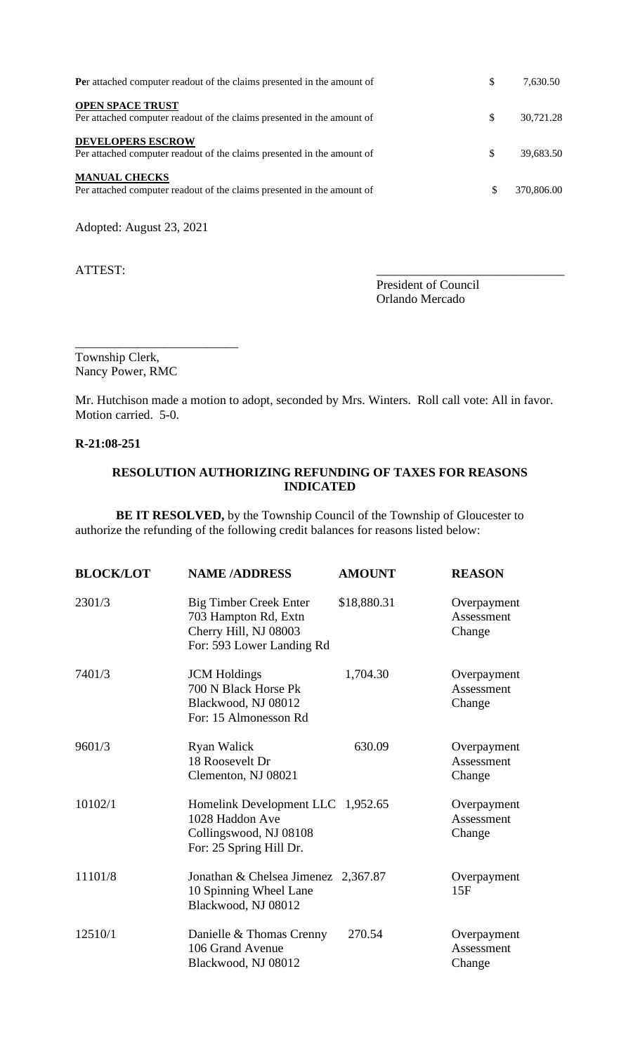| | | |
|---|---|---|
| **Pe**r attached computer readout of the claims presented in the amount of | $ | 7,630.50 |
| **OPEN SPACE TRUST**<br>Per attached computer readout of the claims presented in the amount of | $ | 30,721.28 |
| **DEVELOPERS ESCROW**<br>Per attached computer readout of the claims presented in the amount of | $ | 39,683.50 |
| **MANUAL CHECKS**<br>Per attached computer readout of the claims presented in the amount of | $ | 370,806.00 |

Adopted: August 23, 2021

ATTEST:

_____________________________
President of Council
Orlando Mercado

__________________________
Township Clerk,
Nancy Power, RMC

Mr. Hutchison made a motion to adopt, seconded by Mrs. Winters. Roll call vote: All in favor. Motion carried. 5-0.

**R-21:08-251**

### RESOLUTION AUTHORIZING REFUNDING OF TAXES FOR REASONS INDICATED

**BE IT RESOLVED,** by the Township Council of the Township of Gloucester to authorize the refunding of the following credit balances for reasons listed below:

| BLOCK/LOT | NAME /ADDRESS | AMOUNT | REASON |
|---|---|---|---|
| 2301/3 | Big Timber Creek Enter<br>703 Hampton Rd, Extn<br>Cherry Hill, NJ 08003<br>For: 593 Lower Landing Rd | $18,880.31 | Overpayment Assessment Change |
| 7401/3 | JCM Holdings<br>700 N Black Horse Pk<br>Blackwood, NJ 08012<br>For: 15 Almonesson Rd | 1,704.30 | Overpayment Assessment Change |
| 9601/3 | Ryan Walick<br>18 Roosevelt Dr<br>Clementon, NJ 08021 | 630.09 | Overpayment Assessment Change |
| 10102/1 | Homelink Development LLC<br>1028 Haddon Ave<br>Collingswood, NJ 08108<br>For: 25 Spring Hill Dr. | 1,952.65 | Overpayment Assessment Change |
| 11101/8 | Jonathan & Chelsea Jimenez<br>10 Spinning Wheel Lane<br>Blackwood, NJ 08012 | 2,367.87 | Overpayment 15F |
| 12510/1 | Danielle & Thomas Crenny<br>106 Grand Avenue<br>Blackwood, NJ 08012 | 270.54 | Overpayment Assessment Change |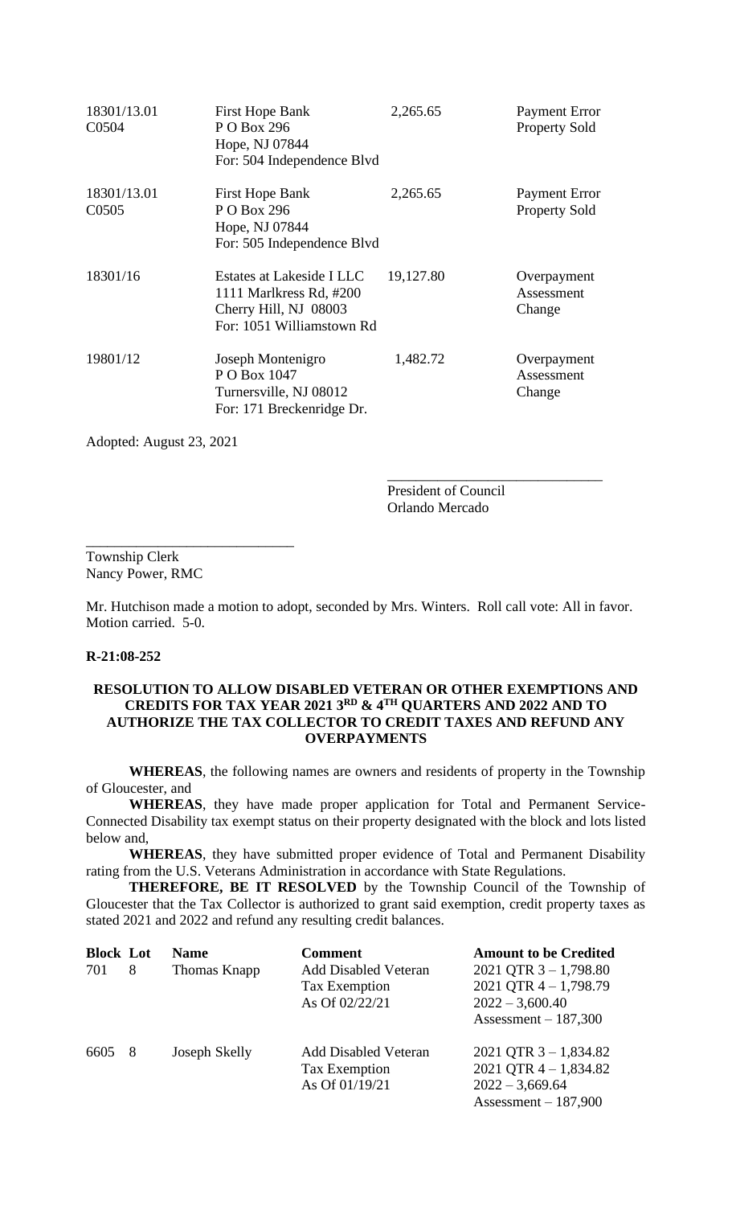| | | | |
|---|---|---|---|
| 18301/13.01 C0504 | First Hope Bank<br>P O Box 296<br>Hope, NJ 07844<br>For: 504 Independence Blvd | 2,265.65 | Payment Error<br>Property Sold |
| 18301/13.01 C0505 | First Hope Bank<br>P O Box 296<br>Hope, NJ 07844<br>For: 505 Independence Blvd | 2,265.65 | Payment Error<br>Property Sold |
| 18301/16 | Estates at Lakeside I LLC<br>1111 Marlkress Rd, #200<br>Cherry Hill, NJ 08003<br>For: 1051 Williamstown Rd | 19,127.80 | Overpayment<br>Assessment<br>Change |
| 19801/12 | Joseph Montenigro<br>P O Box 1047<br>Turnersville, NJ 08012<br>For: 171 Breckenridge Dr. | 1,482.72 | Overpayment<br>Assessment<br>Change |

Adopted: August 23, 2021

\_\_\_\_\_\_\_\_\_\_\_\_\_\_\_\_\_\_\_\_\_\_\_\_\_\_\_\_\_\_
President of Council
Orlando Mercado

\_\_\_\_\_\_\_\_\_\_\_\_\_\_\_\_\_\_\_\_\_\_\_\_\_\_\_\_\_\_
Township Clerk
Nancy Power, RMC

Mr. Hutchison made a motion to adopt, seconded by Mrs. Winters. Roll call vote: All in favor. Motion carried. 5-0.

**R-21:08-252**

**RESOLUTION TO ALLOW DISABLED VETERAN OR OTHER EXEMPTIONS AND CREDITS FOR TAX YEAR 2021 3RD & 4TH QUARTERS AND 2022 AND TO AUTHORIZE THE TAX COLLECTOR TO CREDIT TAXES AND REFUND ANY OVERPAYMENTS**

**WHEREAS**, the following names are owners and residents of property in the Township of Gloucester, and

**WHEREAS**, they have made proper application for Total and Permanent Service-Connected Disability tax exempt status on their property designated with the block and lots listed below and,

**WHEREAS**, they have submitted proper evidence of Total and Permanent Disability rating from the U.S. Veterans Administration in accordance with State Regulations.

**THEREFORE, BE IT RESOLVED** by the Township Council of the Township of Gloucester that the Tax Collector is authorized to grant said exemption, credit property taxes as stated 2021 and 2022 and refund any resulting credit balances.

| Block | Lot | Name | Comment | Amount to be Credited |
|---|---|---|---|---|
| 701 | 8 | Thomas Knapp | Add Disabled Veteran<br>Tax Exemption<br>As Of 02/22/21 | 2021 QTR 3 – 1,798.80<br>2021 QTR 4 – 1,798.79<br>2022 – 3,600.40<br>Assessment – 187,300 |
| 6605 | 8 | Joseph Skelly | Add Disabled Veteran<br>Tax Exemption<br>As Of 01/19/21 | 2021 QTR 3 – 1,834.82<br>2021 QTR 4 – 1,834.82<br>2022 – 3,669.64<br>Assessment – 187,900 |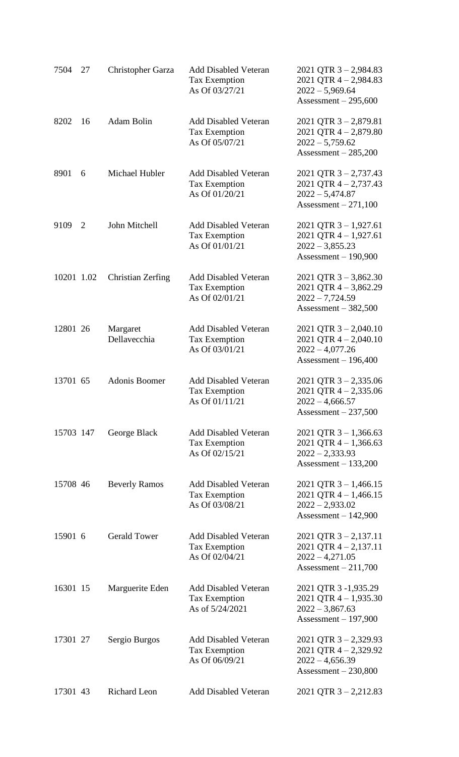| Block | Lot | Name | Action | Amounts |
|---|---|---|---|---|
| 7504 | 27 | Christopher Garza | Add Disabled Veteran Tax Exemption As Of 03/27/21 | 2021 QTR 3 – 2,984.83<br>2021 QTR 4 – 2,984.83<br>2022 – 5,969.64<br>Assessment – 295,600 |
| 8202 | 16 | Adam Bolin | Add Disabled Veteran Tax Exemption As Of 05/07/21 | 2021 QTR 3 – 2,879.81<br>2021 QTR 4 – 2,879.80<br>2022 – 5,759.62<br>Assessment – 285,200 |
| 8901 | 6 | Michael Hubler | Add Disabled Veteran Tax Exemption As Of 01/20/21 | 2021 QTR 3 – 2,737.43<br>2021 QTR 4 – 2,737.43<br>2022 – 5,474.87<br>Assessment – 271,100 |
| 9109 | 2 | John Mitchell | Add Disabled Veteran Tax Exemption As Of 01/01/21 | 2021 QTR 3 – 1,927.61<br>2021 QTR 4 – 1,927.61<br>2022 – 3,855.23<br>Assessment – 190,900 |
| 10201 | 1.02 | Christian Zerfing | Add Disabled Veteran Tax Exemption As Of 02/01/21 | 2021 QTR 3 – 3,862.30<br>2021 QTR 4 – 3,862.29<br>2022 – 7,724.59<br>Assessment – 382,500 |
| 12801 | 26 | Margaret Dellavecchia | Add Disabled Veteran Tax Exemption As Of 03/01/21 | 2021 QTR 3 – 2,040.10<br>2021 QTR 4 – 2,040.10<br>2022 – 4,077.26<br>Assessment – 196,400 |
| 13701 | 65 | Adonis Boomer | Add Disabled Veteran Tax Exemption As Of 01/11/21 | 2021 QTR 3 – 2,335.06<br>2021 QTR 4 – 2,335.06<br>2022 – 4,666.57<br>Assessment – 237,500 |
| 15703 | 147 | George Black | Add Disabled Veteran Tax Exemption As Of 02/15/21 | 2021 QTR 3 – 1,366.63<br>2021 QTR 4 – 1,366.63<br>2022 – 2,333.93<br>Assessment – 133,200 |
| 15708 | 46 | Beverly Ramos | Add Disabled Veteran Tax Exemption As Of 03/08/21 | 2021 QTR 3 – 1,466.15<br>2021 QTR 4 – 1,466.15<br>2022 – 2,933.02<br>Assessment – 142,900 |
| 15901 | 6 | Gerald Tower | Add Disabled Veteran Tax Exemption As Of 02/04/21 | 2021 QTR 3 – 2,137.11<br>2021 QTR 4 – 2,137.11<br>2022 – 4,271.05<br>Assessment – 211,700 |
| 16301 | 15 | Marguerite Eden | Add Disabled Veteran Tax Exemption As of 5/24/2021 | 2021 QTR 3 -1,935.29<br>2021 QTR 4 – 1,935.30<br>2022 – 3,867.63<br>Assessment – 197,900 |
| 17301 | 27 | Sergio Burgos | Add Disabled Veteran Tax Exemption As Of 06/09/21 | 2021 QTR 3 – 2,329.93<br>2021 QTR 4 – 2,329.92<br>2022 – 4,656.39<br>Assessment – 230,800 |
| 17301 | 43 | Richard Leon | Add Disabled Veteran | 2021 QTR 3 – 2,212.83 |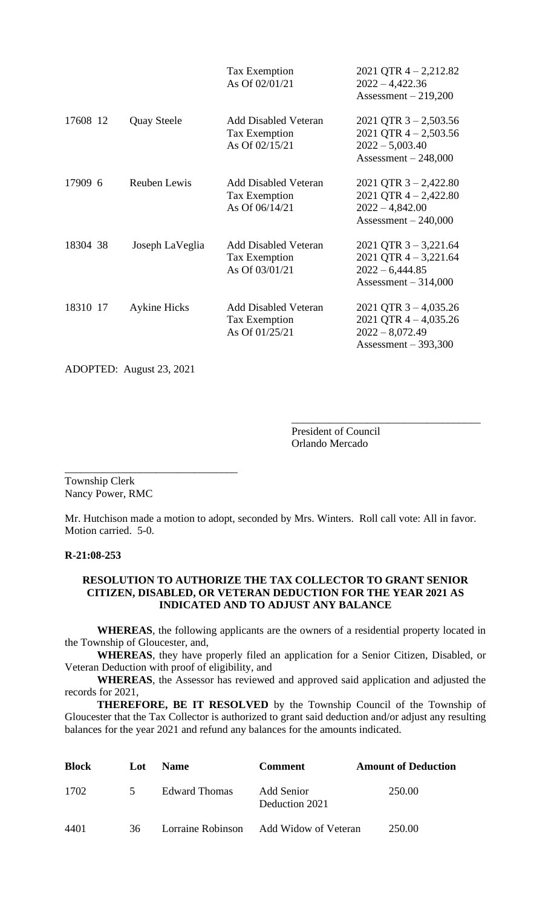| | | | |
|---|---|---|---|
| | | Tax Exemption<br>As Of 02/01/21 | 2021 QTR 4 – 2,212.82<br>2022 – 4,422.36<br>Assessment – 219,200 |
| 17608 12 | Quay Steele | Add Disabled Veteran<br>Tax Exemption<br>As Of 02/15/21 | 2021 QTR 3 – 2,503.56<br>2021 QTR 4 – 2,503.56<br>2022 – 5,003.40<br>Assessment – 248,000 |
| 17909 6 | Reuben Lewis | Add Disabled Veteran<br>Tax Exemption<br>As Of 06/14/21 | 2021 QTR 3 – 2,422.80<br>2021 QTR 4 – 2,422.80<br>2022 – 4,842.00<br>Assessment – 240,000 |
| 18304 38 | Joseph LaVeglia | Add Disabled Veteran<br>Tax Exemption<br>As Of 03/01/21 | 2021 QTR 3 – 3,221.64<br>2021 QTR 4 – 3,221.64<br>2022 – 6,444.85<br>Assessment – 314,000 |
| 18310 17 | Aykine Hicks | Add Disabled Veteran<br>Tax Exemption<br>As Of 01/25/21 | 2021 QTR 3 – 4,035.26<br>2021 QTR 4 – 4,035.26<br>2022 – 8,072.49<br>Assessment – 393,300 |

ADOPTED: August 23, 2021

\_\_\_\_\_\_\_\_\_\_\_\_\_\_\_\_\_\_\_\_\_\_\_\_\_\_\_\_\_\_\_\_\_\_
President of Council
Orlando Mercado

\_\_\_\_\_\_\_\_\_\_\_\_\_\_\_\_\_\_\_\_\_\_\_\_\_\_\_\_\_\_\_\_\_\_
Township Clerk
Nancy Power, RMC

Mr. Hutchison made a motion to adopt, seconded by Mrs. Winters. Roll call vote: All in favor. Motion carried. 5-0.

**R-21:08-253**

**RESOLUTION TO AUTHORIZE THE TAX COLLECTOR TO GRANT SENIOR CITIZEN, DISABLED, OR VETERAN DEDUCTION FOR THE YEAR 2021 AS INDICATED AND TO ADJUST ANY BALANCE**

**WHEREAS**, the following applicants are the owners of a residential property located in the Township of Gloucester, and,

**WHEREAS**, they have properly filed an application for a Senior Citizen, Disabled, or Veteran Deduction with proof of eligibility, and

**WHEREAS**, the Assessor has reviewed and approved said application and adjusted the records for 2021,

**THEREFORE, BE IT RESOLVED** by the Township Council of the Township of Gloucester that the Tax Collector is authorized to grant said deduction and/or adjust any resulting balances for the year 2021 and refund any balances for the amounts indicated.

| **Block** | **Lot** | **Name** | **Comment** | **Amount of Deduction** |
|---|---|---|---|---|
| 1702 | 5 | Edward Thomas | Add Senior Deduction 2021 | 250.00 |
| 4401 | 36 | Lorraine Robinson | Add Widow of Veteran | 250.00 |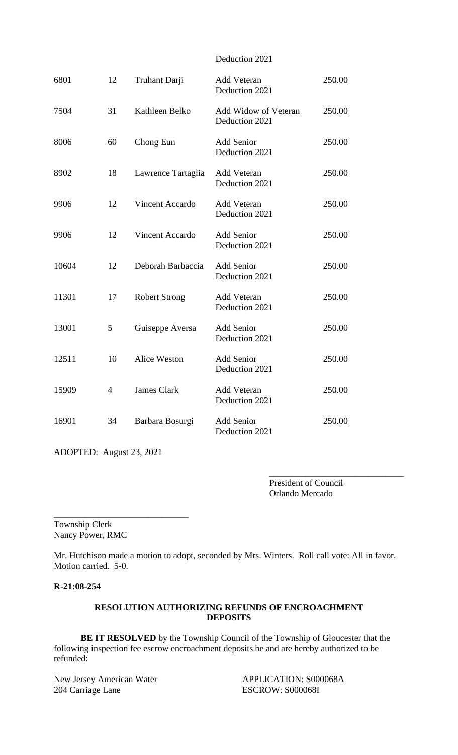| | | | Deduction 2021 | |
|---|---|---|---|---|
| 6801 | 12 | Truhant Darji | Add Veteran Deduction 2021 | 250.00 |
| 7504 | 31 | Kathleen Belko | Add Widow of Veteran Deduction 2021 | 250.00 |
| 8006 | 60 | Chong Eun | Add Senior Deduction 2021 | 250.00 |
| 8902 | 18 | Lawrence Tartaglia | Add Veteran Deduction 2021 | 250.00 |
| 9906 | 12 | Vincent Accardo | Add Veteran Deduction 2021 | 250.00 |
| 9906 | 12 | Vincent Accardo | Add Senior Deduction 2021 | 250.00 |
| 10604 | 12 | Deborah Barbaccia | Add Senior Deduction 2021 | 250.00 |
| 11301 | 17 | Robert Strong | Add Veteran Deduction 2021 | 250.00 |
| 13001 | 5 | Guiseppe Aversa | Add Senior Deduction 2021 | 250.00 |
| 12511 | 10 | Alice Weston | Add Senior Deduction 2021 | 250.00 |
| 15909 | 4 | James Clark | Add Veteran Deduction 2021 | 250.00 |
| 16901 | 34 | Barbara Bosurgi | Add Senior Deduction 2021 | 250.00 |

ADOPTED: August 23, 2021

______________________________
President of Council
Orlando Mercado

______________________________
Township Clerk
Nancy Power, RMC

Mr. Hutchison made a motion to adopt, seconded by Mrs. Winters. Roll call vote: All in favor. Motion carried. 5-0.

**R-21:08-254**

**RESOLUTION AUTHORIZING REFUNDS OF ENCROACHMENT DEPOSITS**

**BE IT RESOLVED** by the Township Council of the Township of Gloucester that the following inspection fee escrow encroachment deposits be and are hereby authorized to be refunded:

New Jersey American Water
204 Carriage Lane

APPLICATION: S000068A
ESCROW: S000068I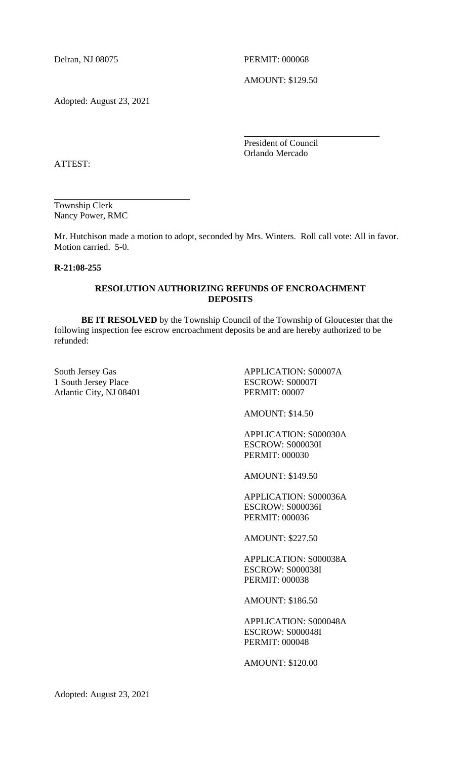Delran, NJ 08075

PERMIT: 000068

AMOUNT: $129.50

Adopted: August 23, 2021

President of Council
Orlando Mercado

ATTEST:

Township Clerk
Nancy Power, RMC

Mr. Hutchison made a motion to adopt, seconded by Mrs. Winters. Roll call vote: All in favor. Motion carried. 5-0.

**R-21:08-255**

**RESOLUTION AUTHORIZING REFUNDS OF ENCROACHMENT DEPOSITS**

**BE IT RESOLVED** by the Township Council of the Township of Gloucester that the following inspection fee escrow encroachment deposits be and are hereby authorized to be refunded:

South Jersey Gas
1 South Jersey Place
Atlantic City, NJ 08401

APPLICATION: S00007A
ESCROW: S00007I
PERMIT: 00007

AMOUNT: $14.50

APPLICATION: S000030A
ESCROW: S000030I
PERMIT: 000030

AMOUNT: $149.50

APPLICATION: S000036A
ESCROW: S000036I
PERMIT: 000036

AMOUNT: $227.50

APPLICATION: S000038A
ESCROW: S000038I
PERMIT: 000038

AMOUNT: $186.50

APPLICATION: S000048A
ESCROW: S000048I
PERMIT: 000048

AMOUNT: $120.00

Adopted: August 23, 2021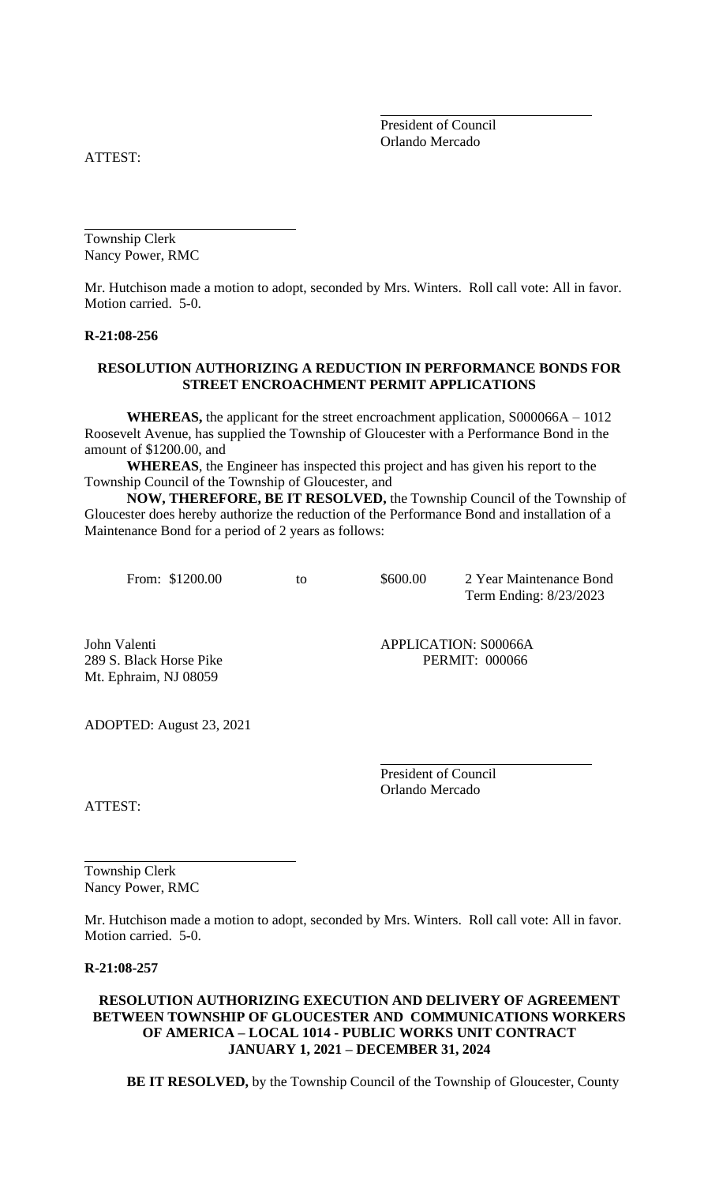\_\_\_\_\_\_\_\_\_\_\_\_\_\_\_\_\_\_\_\_\_\_\_\_\_\_\_\_
President of Council
Orlando Mercado

ATTEST:

\_\_\_\_\_\_\_\_\_\_\_\_\_\_\_\_\_\_\_\_\_\_\_\_\_\_\_\_
Township Clerk
Nancy Power, RMC

Mr. Hutchison made a motion to adopt, seconded by Mrs. Winters. Roll call vote: All in favor. Motion carried. 5-0.

**R-21:08-256**

**RESOLUTION AUTHORIZING A REDUCTION IN PERFORMANCE BONDS FOR STREET ENCROACHMENT PERMIT APPLICATIONS**

**WHEREAS,** the applicant for the street encroachment application, S000066A – 1012 Roosevelt Avenue, has supplied the Township of Gloucester with a Performance Bond in the amount of $1200.00, and

**WHEREAS**, the Engineer has inspected this project and has given his report to the Township Council of the Township of Gloucester, and

**NOW, THEREFORE, BE IT RESOLVED,** the Township Council of the Township of Gloucester does hereby authorize the reduction of the Performance Bond and installation of a Maintenance Bond for a period of 2 years as follows:

From: $1200.00 to $600.00 2 Year Maintenance Bond
Term Ending: 8/23/2023

John Valenti
289 S. Black Horse Pike
Mt. Ephraim, NJ 08059

APPLICATION: S00066A
PERMIT: 000066

ADOPTED: August 23, 2021

\_\_\_\_\_\_\_\_\_\_\_\_\_\_\_\_\_\_\_\_\_\_\_\_\_\_\_\_
President of Council
Orlando Mercado

ATTEST:

\_\_\_\_\_\_\_\_\_\_\_\_\_\_\_\_\_\_\_\_\_\_\_\_\_\_\_\_
Township Clerk
Nancy Power, RMC

Mr. Hutchison made a motion to adopt, seconded by Mrs. Winters. Roll call vote: All in favor. Motion carried. 5-0.

**R-21:08-257**

**RESOLUTION AUTHORIZING EXECUTION AND DELIVERY OF AGREEMENT BETWEEN TOWNSHIP OF GLOUCESTER AND COMMUNICATIONS WORKERS OF AMERICA – LOCAL 1014 - PUBLIC WORKS UNIT CONTRACT JANUARY 1, 2021 – DECEMBER 31, 2024**

**BE IT RESOLVED,** by the Township Council of the Township of Gloucester, County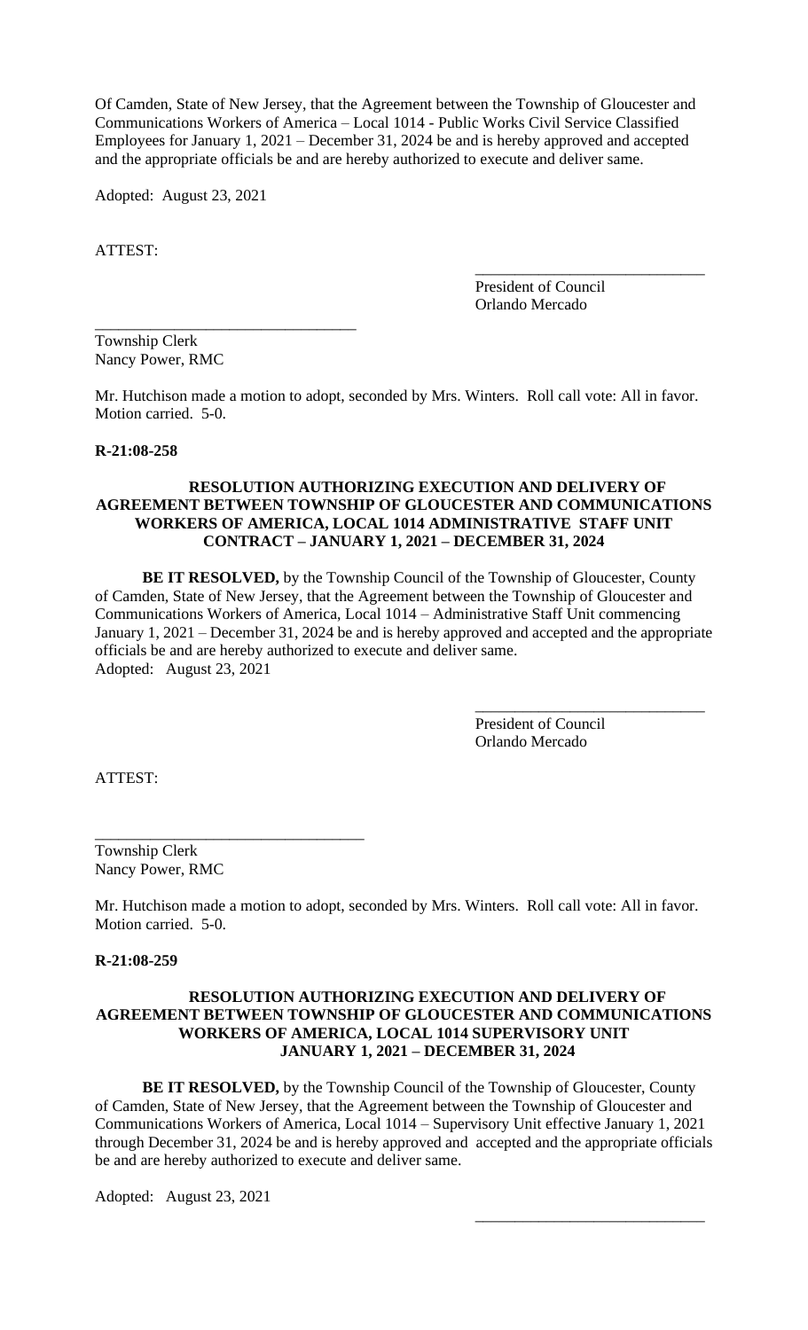Of Camden, State of New Jersey, that the Agreement between the Township of Gloucester and Communications Workers of America – Local 1014 - Public Works Civil Service Classified Employees for January 1, 2021 – December 31, 2024 be and is hereby approved and accepted and the appropriate officials be and are hereby authorized to execute and deliver same.

Adopted: August 23, 2021

ATTEST:

\_\_\_\_\_\_\_\_\_\_\_\_\_\_\_\_\_\_\_\_\_\_\_\_\_\_\_\_\_\_
President of Council
Orlando Mercado

\_\_\_\_\_\_\_\_\_\_\_\_\_\_\_\_\_\_\_\_\_\_\_\_\_\_\_\_\_\_\_\_\_\_
Township Clerk
Nancy Power, RMC

Mr. Hutchison made a motion to adopt, seconded by Mrs. Winters. Roll call vote: All in favor. Motion carried. 5-0.

**R-21:08-258**

**RESOLUTION AUTHORIZING EXECUTION AND DELIVERY OF AGREEMENT BETWEEN TOWNSHIP OF GLOUCESTER AND COMMUNICATIONS WORKERS OF AMERICA, LOCAL 1014 ADMINISTRATIVE STAFF UNIT CONTRACT – JANUARY 1, 2021 – DECEMBER 31, 2024**

**BE IT RESOLVED,** by the Township Council of the Township of Gloucester, County of Camden, State of New Jersey, that the Agreement between the Township of Gloucester and Communications Workers of America, Local 1014 – Administrative Staff Unit commencing January 1, 2021 – December 31, 2024 be and is hereby approved and accepted and the appropriate officials be and are hereby authorized to execute and deliver same.
Adopted: August 23, 2021

\_\_\_\_\_\_\_\_\_\_\_\_\_\_\_\_\_\_\_\_\_\_\_\_\_\_\_\_\_\_
President of Council
Orlando Mercado

ATTEST:

\_\_\_\_\_\_\_\_\_\_\_\_\_\_\_\_\_\_\_\_\_\_\_\_\_\_\_\_\_\_\_\_\_\_
Township Clerk
Nancy Power, RMC

Mr. Hutchison made a motion to adopt, seconded by Mrs. Winters. Roll call vote: All in favor. Motion carried. 5-0.

**R-21:08-259**

**RESOLUTION AUTHORIZING EXECUTION AND DELIVERY OF AGREEMENT BETWEEN TOWNSHIP OF GLOUCESTER AND COMMUNICATIONS WORKERS OF AMERICA, LOCAL 1014 SUPERVISORY UNIT JANUARY 1, 2021 – DECEMBER 31, 2024**

**BE IT RESOLVED,** by the Township Council of the Township of Gloucester, County of Camden, State of New Jersey, that the Agreement between the Township of Gloucester and Communications Workers of America, Local 1014 – Supervisory Unit effective January 1, 2021 through December 31, 2024 be and is hereby approved and accepted and the appropriate officials be and are hereby authorized to execute and deliver same.

Adopted: August 23, 2021

\_\_\_\_\_\_\_\_\_\_\_\_\_\_\_\_\_\_\_\_\_\_\_\_\_\_\_\_\_\_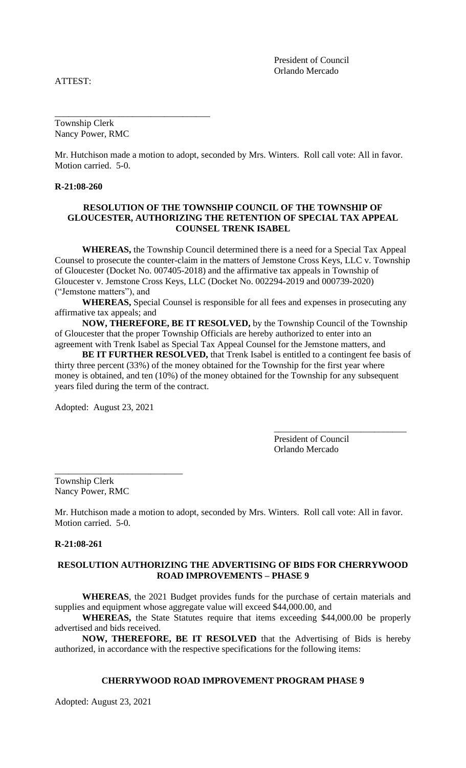President of Council
Orlando Mercado

ATTEST:

\_\_\_\_\_\_\_\_\_\_\_\_\_\_\_\_\_\_\_\_\_\_\_\_\_\_\_\_\_\_\_\_\_\_

Township Clerk
Nancy Power, RMC

Mr. Hutchison made a motion to adopt, seconded by Mrs. Winters. Roll call vote: All in favor. Motion carried. 5-0.

**R-21:08-260**

**RESOLUTION OF THE TOWNSHIP COUNCIL OF THE TOWNSHIP OF GLOUCESTER, AUTHORIZING THE RETENTION OF SPECIAL TAX APPEAL COUNSEL TRENK ISABEL**

**WHEREAS,** the Township Council determined there is a need for a Special Tax Appeal Counsel to prosecute the counter-claim in the matters of Jemstone Cross Keys, LLC v. Township of Gloucester (Docket No. 007405-2018) and the affirmative tax appeals in Township of Gloucester v. Jemstone Cross Keys, LLC (Docket No. 002294-2019 and 000739-2020) ("Jemstone matters"), and

**WHEREAS,** Special Counsel is responsible for all fees and expenses in prosecuting any affirmative tax appeals; and

**NOW, THEREFORE, BE IT RESOLVED,** by the Township Council of the Township of Gloucester that the proper Township Officials are hereby authorized to enter into an agreement with Trenk Isabel as Special Tax Appeal Counsel for the Jemstone matters, and

**BE IT FURTHER RESOLVED,** that Trenk Isabel is entitled to a contingent fee basis of thirty three percent (33%) of the money obtained for the Township for the first year where money is obtained, and ten (10%) of the money obtained for the Township for any subsequent years filed during the term of the contract.

Adopted: August 23, 2021

\_\_\_\_\_\_\_\_\_\_\_\_\_\_\_\_\_\_\_\_\_\_\_\_\_\_\_\_\_\_

President of Council
Orlando Mercado

\_\_\_\_\_\_\_\_\_\_\_\_\_\_\_\_\_\_\_\_\_\_\_\_\_\_\_\_

Township Clerk
Nancy Power, RMC

Mr. Hutchison made a motion to adopt, seconded by Mrs. Winters. Roll call vote: All in favor. Motion carried. 5-0.

**R-21:08-261**

**RESOLUTION AUTHORIZING THE ADVERTISING OF BIDS FOR CHERRYWOOD ROAD IMPROVEMENTS – PHASE 9**

**WHEREAS**, the 2021 Budget provides funds for the purchase of certain materials and supplies and equipment whose aggregate value will exceed $44,000.00, and

**WHEREAS,** the State Statutes require that items exceeding $44,000.00 be properly advertised and bids received.

**NOW, THEREFORE, BE IT RESOLVED** that the Advertising of Bids is hereby authorized, in accordance with the respective specifications for the following items:

**CHERRYWOOD ROAD IMPROVEMENT PROGRAM PHASE 9**

Adopted: August 23, 2021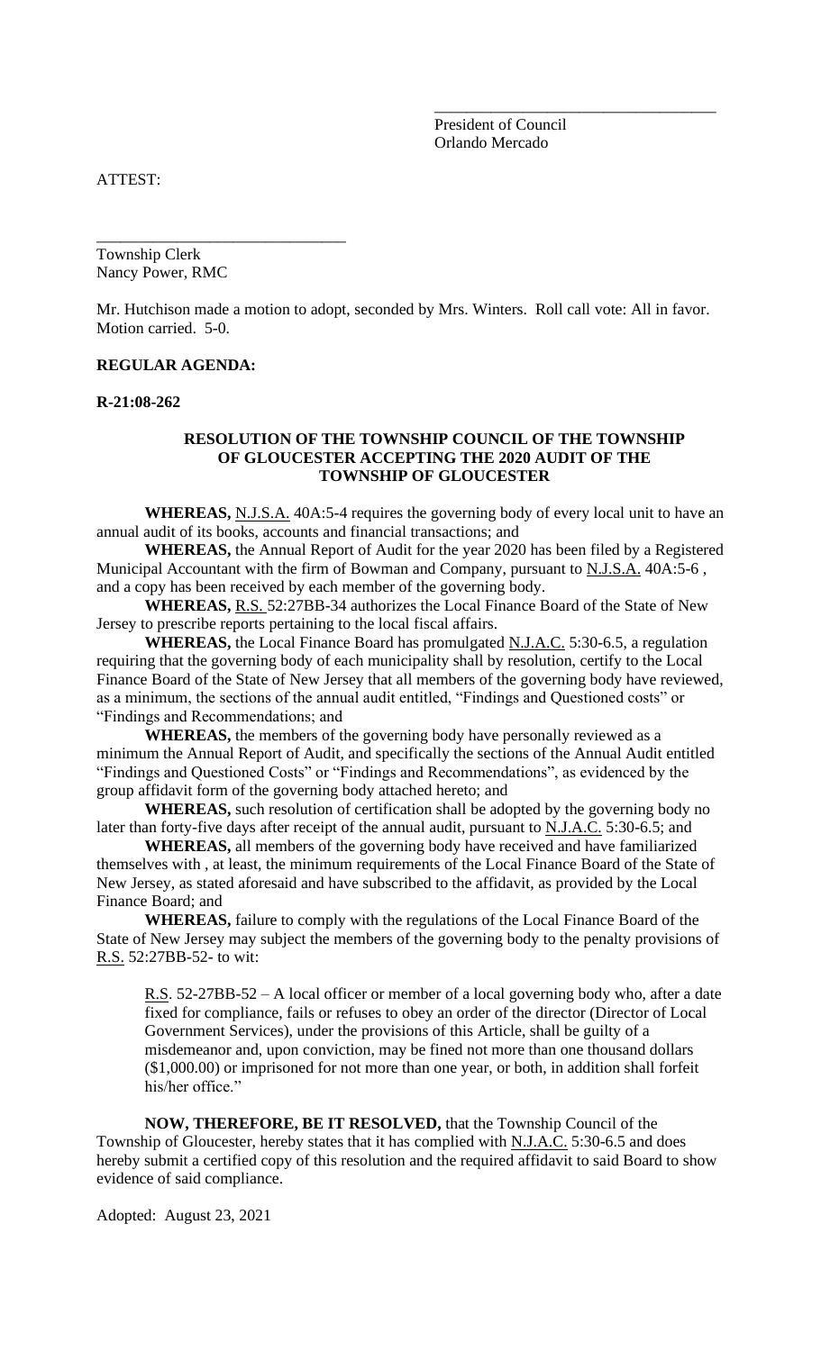\_\_\_\_\_\_\_\_\_\_\_\_\_\_\_\_\_\_\_\_\_\_\_\_\_\_\_\_\_\_\_\_\_\_\_\_

President of Council
Orlando Mercado

ATTEST:

\_\_\_\_\_\_\_\_\_\_\_\_\_\_\_\_\_\_\_\_\_\_\_\_\_\_\_\_\_\_\_\_\_\_\_\_

Township Clerk
Nancy Power, RMC

Mr. Hutchison made a motion to adopt, seconded by Mrs. Winters. Roll call vote: All in favor. Motion carried. 5-0.

**REGULAR AGENDA:**

**R-21:08-262**

**RESOLUTION OF THE TOWNSHIP COUNCIL OF THE TOWNSHIP OF GLOUCESTER ACCEPTING THE 2020 AUDIT OF THE TOWNSHIP OF GLOUCESTER**

**WHEREAS,** N.J.S.A. 40A:5-4 requires the governing body of every local unit to have an annual audit of its books, accounts and financial transactions; and

**WHEREAS,** the Annual Report of Audit for the year 2020 has been filed by a Registered Municipal Accountant with the firm of Bowman and Company, pursuant to N.J.S.A. 40A:5-6 , and a copy has been received by each member of the governing body.

**WHEREAS,** R.S. 52:27BB-34 authorizes the Local Finance Board of the State of New Jersey to prescribe reports pertaining to the local fiscal affairs.

**WHEREAS,** the Local Finance Board has promulgated N.J.A.C. 5:30-6.5, a regulation requiring that the governing body of each municipality shall by resolution, certify to the Local Finance Board of the State of New Jersey that all members of the governing body have reviewed, as a minimum, the sections of the annual audit entitled, "Findings and Questioned costs" or "Findings and Recommendations; and

**WHEREAS,** the members of the governing body have personally reviewed as a minimum the Annual Report of Audit, and specifically the sections of the Annual Audit entitled "Findings and Questioned Costs" or "Findings and Recommendations", as evidenced by the group affidavit form of the governing body attached hereto; and

**WHEREAS,** such resolution of certification shall be adopted by the governing body no later than forty-five days after receipt of the annual audit, pursuant to N.J.A.C. 5:30-6.5; and

**WHEREAS,** all members of the governing body have received and have familiarized themselves with , at least, the minimum requirements of the Local Finance Board of the State of New Jersey, as stated aforesaid and have subscribed to the affidavit, as provided by the Local Finance Board; and

**WHEREAS,** failure to comply with the regulations of the Local Finance Board of the State of New Jersey may subject the members of the governing body to the penalty provisions of R.S. 52:27BB-52- to wit:

> R.S. 52-27BB-52 – A local officer or member of a local governing body who, after a date fixed for compliance, fails or refuses to obey an order of the director (Director of Local Government Services), under the provisions of this Article, shall be guilty of a misdemeanor and, upon conviction, may be fined not more than one thousand dollars ($1,000.00) or imprisoned for not more than one year, or both, in addition shall forfeit his/her office."

**NOW, THEREFORE, BE IT RESOLVED,** that the Township Council of the Township of Gloucester, hereby states that it has complied with N.J.A.C. 5:30-6.5 and does hereby submit a certified copy of this resolution and the required affidavit to said Board to show evidence of said compliance.

Adopted: August 23, 2021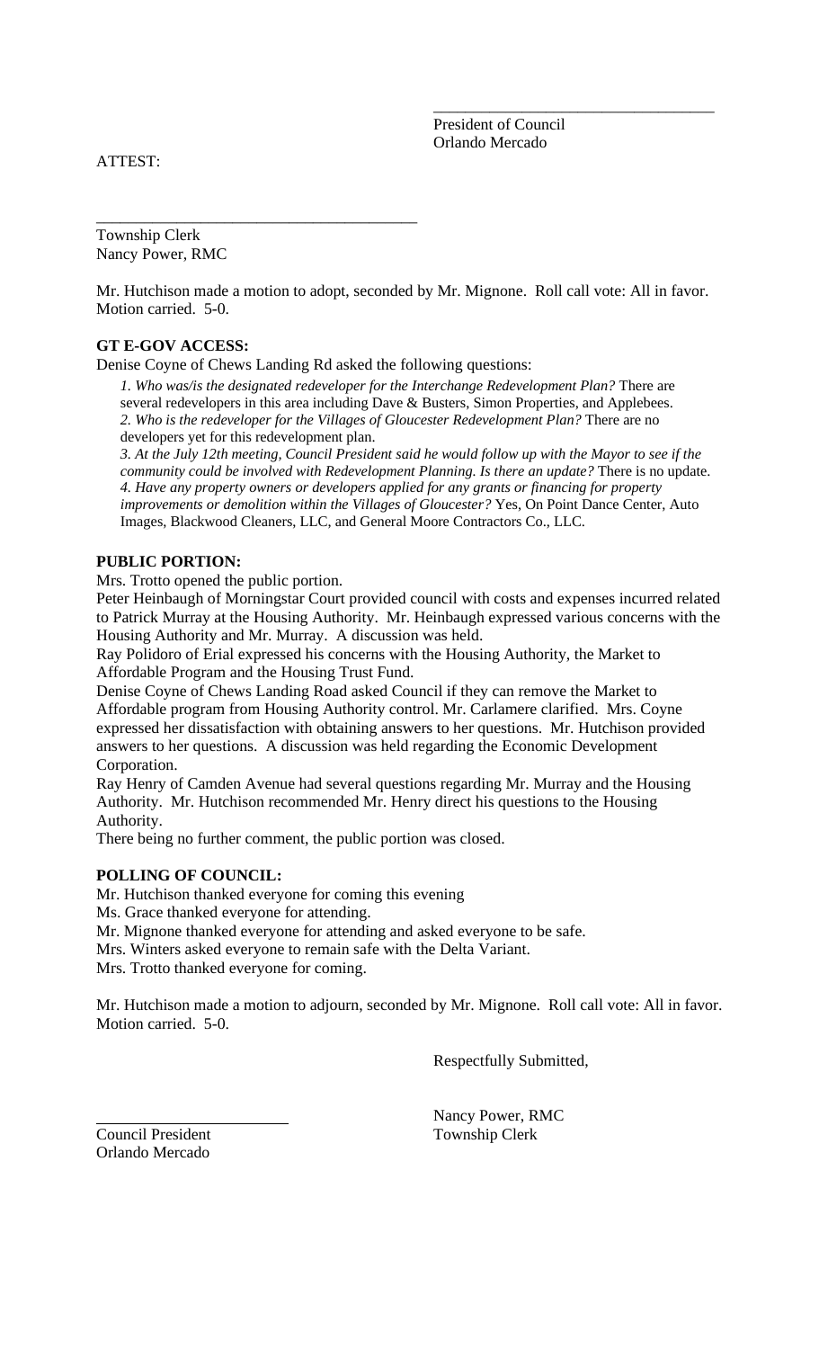\_\_\_\_\_\_\_\_\_\_\_\_\_\_\_\_\_\_\_\_\_\_\_\_\_\_\_\_\_\_\_\_\_\_
President of Council
Orlando Mercado

ATTEST:

\_\_\_\_\_\_\_\_\_\_\_\_\_\_\_\_\_\_\_\_\_\_\_\_\_\_\_\_\_\_\_\_\_\_\_\_\_\_\_
Township Clerk
Nancy Power, RMC

Mr. Hutchison made a motion to adopt, seconded by Mr. Mignone. Roll call vote: All in favor. Motion carried. 5-0.

**GT E-GOV ACCESS:**

Denise Coyne of Chews Landing Rd asked the following questions:

*1. Who was/is the designated redeveloper for the Interchange Redevelopment Plan?* There are several redevelopers in this area including Dave & Busters, Simon Properties, and Applebees.
*2. Who is the redeveloper for the Villages of Gloucester Redevelopment Plan?* There are no developers yet for this redevelopment plan.
*3. At the July 12th meeting, Council President said he would follow up with the Mayor to see if the community could be involved with Redevelopment Planning. Is there an update?* There is no update.
*4. Have any property owners or developers applied for any grants or financing for property improvements or demolition within the Villages of Gloucester?* Yes, On Point Dance Center, Auto Images, Blackwood Cleaners, LLC, and General Moore Contractors Co., LLC.

**PUBLIC PORTION:**

Mrs. Trotto opened the public portion.

Peter Heinbaugh of Morningstar Court provided council with costs and expenses incurred related to Patrick Murray at the Housing Authority. Mr. Heinbaugh expressed various concerns with the Housing Authority and Mr. Murray. A discussion was held.

Ray Polidoro of Erial expressed his concerns with the Housing Authority, the Market to Affordable Program and the Housing Trust Fund.

Denise Coyne of Chews Landing Road asked Council if they can remove the Market to Affordable program from Housing Authority control. Mr. Carlamere clarified. Mrs. Coyne expressed her dissatisfaction with obtaining answers to her questions. Mr. Hutchison provided answers to her questions. A discussion was held regarding the Economic Development Corporation.

Ray Henry of Camden Avenue had several questions regarding Mr. Murray and the Housing Authority. Mr. Hutchison recommended Mr. Henry direct his questions to the Housing Authority.

There being no further comment, the public portion was closed.

**POLLING OF COUNCIL:**

Mr. Hutchison thanked everyone for coming this evening

Ms. Grace thanked everyone for attending.

Mr. Mignone thanked everyone for attending and asked everyone to be safe.

Mrs. Winters asked everyone to remain safe with the Delta Variant.

Mrs. Trotto thanked everyone for coming.

Mr. Hutchison made a motion to adjourn, seconded by Mr. Mignone. Roll call vote: All in favor. Motion carried. 5-0.

Respectfully Submitted,

Nancy Power, RMC
Township Clerk

\_\_\_\_\_\_\_\_\_\_\_\_\_\_\_\_\_\_\_\_\_\_\_\_
Council President
Orlando Mercado